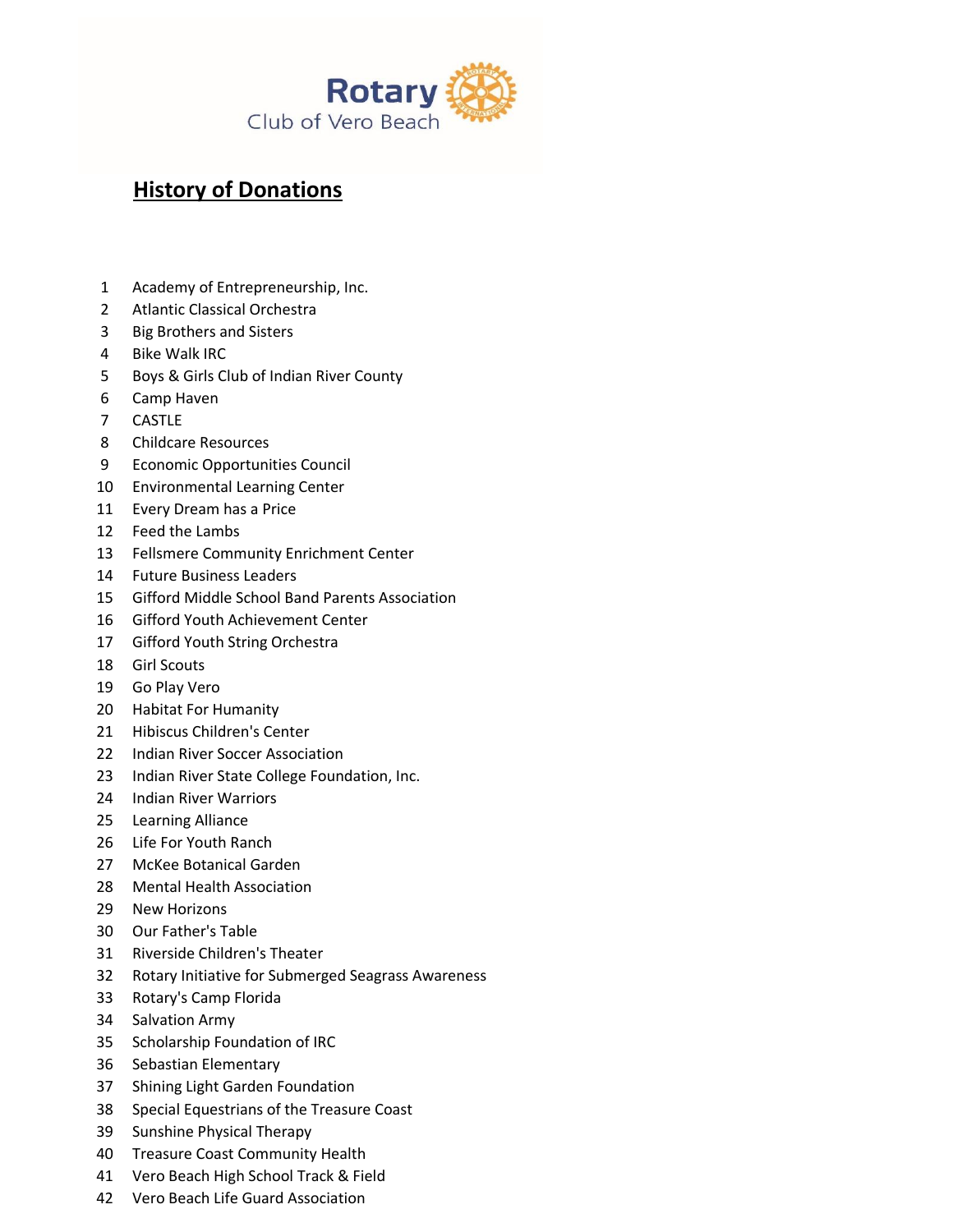Rotary Club of Vero Beach

# History of Donations

1. Academy of Entrepreneurship, Inc.
2. Atlantic Classical Orchestra
3. Big Brothers and Sisters
4. Bike Walk IRC
5. Boys & Girls Club of Indian River County
6. Camp Haven
7. CASTLE
8. Childcare Resources
9. Economic Opportunities Council
10. Environmental Learning Center
11. Every Dream has a Price
12. Feed the Lambs
13. Fellsmere Community Enrichment Center
14. Future Business Leaders
15. Gifford Middle School Band Parents Association
16. Gifford Youth Achievement Center
17. Gifford Youth String Orchestra
18. Girl Scouts
19. Go Play Vero
20. Habitat For Humanity
21. Hibiscus Children's Center
22. Indian River Soccer Association
23. Indian River State College Foundation, Inc.
24. Indian River Warriors
25. Learning Alliance
26. Life For Youth Ranch
27. McKee Botanical Garden
28. Mental Health Association
29. New Horizons
30. Our Father's Table
31. Riverside Children's Theater
32. Rotary Initiative for Submerged Seagrass Awareness
33. Rotary's Camp Florida
34. Salvation Army
35. Scholarship Foundation of IRC
36. Sebastian Elementary
37. Shining Light Garden Foundation
38. Special Equestrians of the Treasure Coast
39. Sunshine Physical Therapy
40. Treasure Coast Community Health
41. Vero Beach High School Track & Field
42. Vero Beach Life Guard Association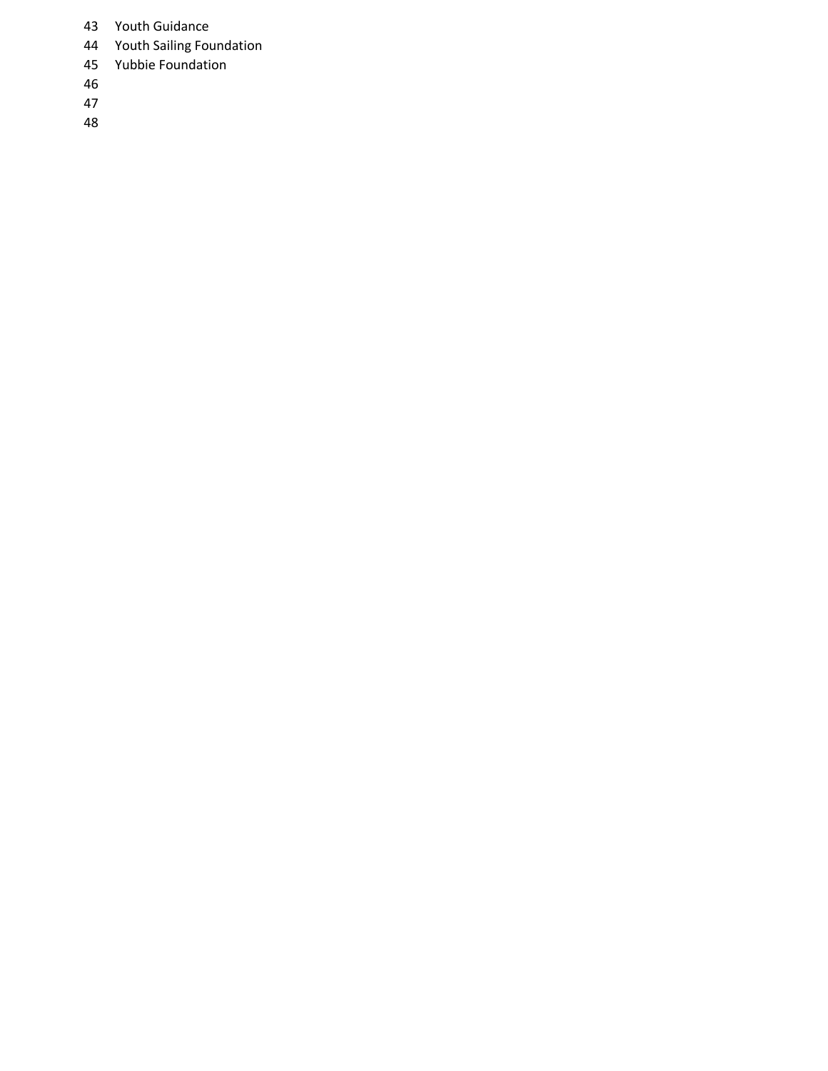43 Youth Guidance
44 Youth Sailing Foundation
45 Yubbie Foundation
46
47
48